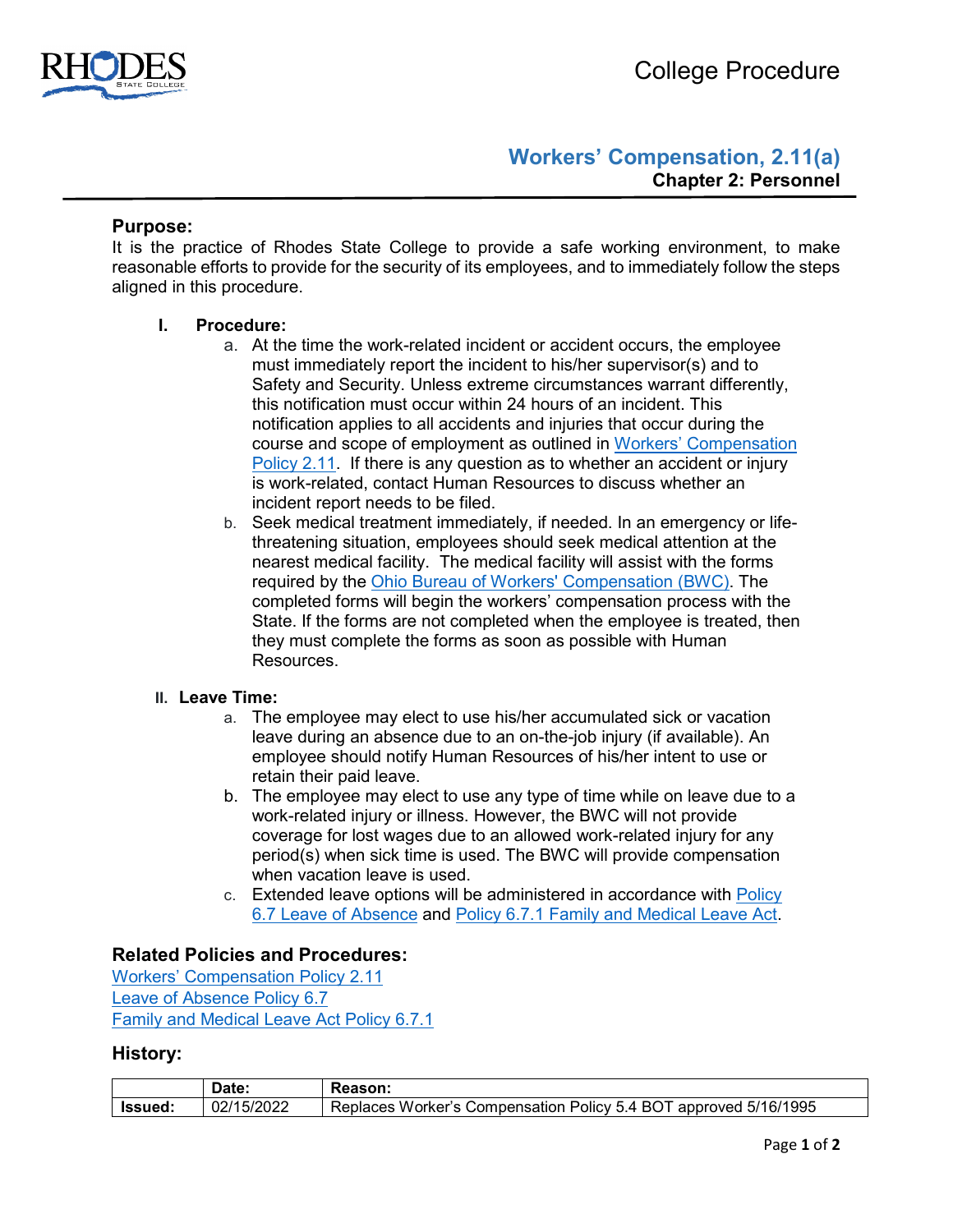College Procedure

# Workers' Compensation, 2.11(a)

**Chapter 2: Personnel**

## Purpose:

It is the practice of Rhodes State College to provide a safe working environment, to make reasonable efforts to provide for the security of its employees, and to immediately follow the steps aligned in this procedure.

### I. Procedure:

a. At the time the work-related incident or accident occurs, the employee must immediately report the incident to his/her supervisor(s) and to Safety and Security. Unless extreme circumstances warrant differently, this notification must occur within 24 hours of an incident. This notification applies to all accidents and injuries that occur during the course and scope of employment as outlined in Workers' Compensation Policy 2.11. If there is any question as to whether an accident or injury is work-related, contact Human Resources to discuss whether an incident report needs to be filed.

b. Seek medical treatment immediately, if needed. In an emergency or life-threatening situation, employees should seek medical attention at the nearest medical facility. The medical facility will assist with the forms required by the Ohio Bureau of Workers' Compensation (BWC). The completed forms will begin the workers' compensation process with the State. If the forms are not completed when the employee is treated, then they must complete the forms as soon as possible with Human Resources.

### II. Leave Time:

a. The employee may elect to use his/her accumulated sick or vacation leave during an absence due to an on-the-job injury (if available). An employee should notify Human Resources of his/her intent to use or retain their paid leave.

b. The employee may elect to use any type of time while on leave due to a work-related injury or illness. However, the BWC will not provide coverage for lost wages due to an allowed work-related injury for any period(s) when sick time is used. The BWC will provide compensation when vacation leave is used.

c. Extended leave options will be administered in accordance with Policy 6.7 Leave of Absence and Policy 6.7.1 Family and Medical Leave Act.

## Related Policies and Procedures:

Workers' Compensation Policy 2.11
Leave of Absence Policy 6.7
Family and Medical Leave Act Policy 6.7.1

## History:

| | Date: | Reason: |
|---|---|---|
| **Issued:** | 02/15/2022 | Replaces Worker's Compensation Policy 5.4 BOT approved 5/16/1995 |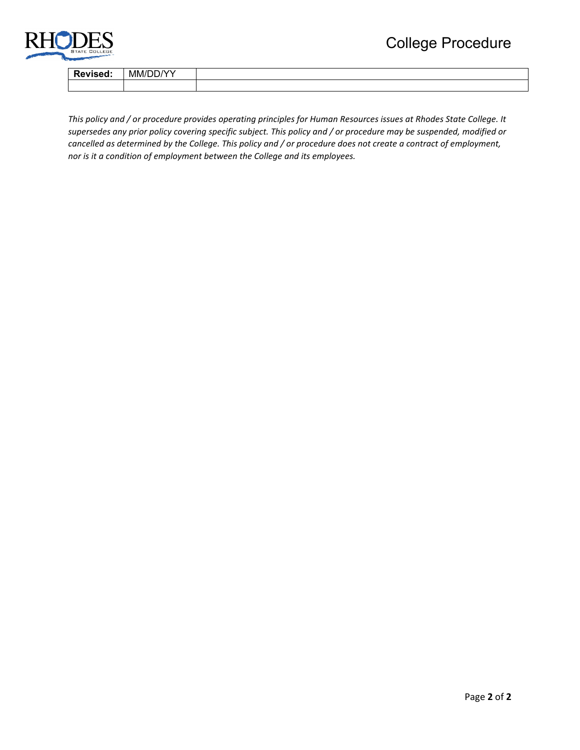| | | |
|---|---|---|
| **Revised:** | MM/DD/YY | |
| | | |

*This policy and / or procedure provides operating principles for Human Resources issues at Rhodes State College. It supersedes any prior policy covering specific subject. This policy and / or procedure may be suspended, modified or cancelled as determined by the College. This policy and / or procedure does not create a contract of employment, nor is it a condition of employment between the College and its employees.*